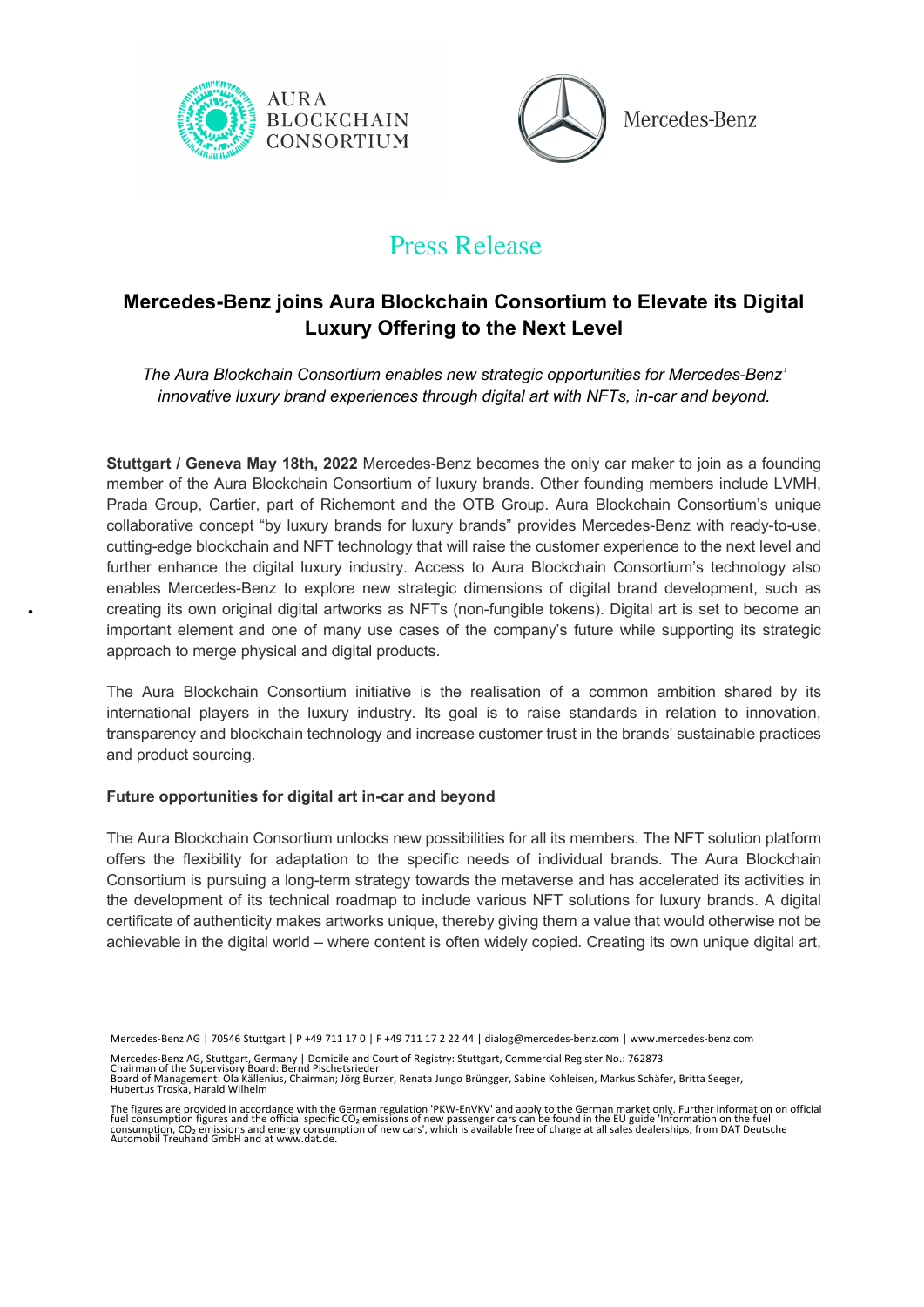AURA BLOCKCHAIN CONSORTIUM

Mercedes-Benz

# Press Release

## Mercedes-Benz joins Aura Blockchain Consortium to Elevate its Digital Luxury Offering to the Next Level

*The Aura Blockchain Consortium enables new strategic opportunities for Mercedes-Benz' innovative luxury brand experiences through digital art with NFTs, in-car and beyond.*

**Stuttgart / Geneva May 18th, 2022** Mercedes-Benz becomes the only car maker to join as a founding member of the Aura Blockchain Consortium of luxury brands. Other founding members include LVMH, Prada Group, Cartier, part of Richemont and the OTB Group. Aura Blockchain Consortium's unique collaborative concept "by luxury brands for luxury brands" provides Mercedes-Benz with ready-to-use, cutting-edge blockchain and NFT technology that will raise the customer experience to the next level and further enhance the digital luxury industry. Access to Aura Blockchain Consortium's technology also enables Mercedes-Benz to explore new strategic dimensions of digital brand development, such as creating its own original digital artworks as NFTs (non-fungible tokens). Digital art is set to become an important element and one of many use cases of the company's future while supporting its strategic approach to merge physical and digital products.

The Aura Blockchain Consortium initiative is the realisation of a common ambition shared by its international players in the luxury industry. Its goal is to raise standards in relation to innovation, transparency and blockchain technology and increase customer trust in the brands' sustainable practices and product sourcing.

**Future opportunities for digital art in-car and beyond**

The Aura Blockchain Consortium unlocks new possibilities for all its members. The NFT solution platform offers the flexibility for adaptation to the specific needs of individual brands. The Aura Blockchain Consortium is pursuing a long-term strategy towards the metaverse and has accelerated its activities in the development of its technical roadmap to include various NFT solutions for luxury brands. A digital certificate of authenticity makes artworks unique, thereby giving them a value that would otherwise not be achievable in the digital world – where content is often widely copied. Creating its own unique digital art,

Mercedes-Benz AG | 70546 Stuttgart | P +49 711 17 0 | F +49 711 17 2 22 44 | dialog@mercedes-benz.com | www.mercedes-benz.com

Mercedes-Benz AG, Stuttgart, Germany | Domicile and Court of Registry: Stuttgart, Commercial Register No.: 762873
Chairman of the Supervisory Board: Bernd Pischetsrieder
Board of Management: Ola Källenius, Chairman; Jörg Burzer, Renata Jungo Brüngger, Sabine Kohleisen, Markus Schäfer, Britta Seeger, Hubertus Troska, Harald Wilhelm

The figures are provided in accordance with the German regulation 'PKW-EnVKV' and apply to the German market only. Further information on official fuel consumption figures and the official specific $CO_2$ emissions of new passenger cars can be found in the EU guide 'Information on the fuel consumption, $CO_2$ emissions and energy consumption of new cars', which is available free of charge at all sales dealerships, from DAT Deutsche Automobil Treuhand GmbH and at www.dat.de.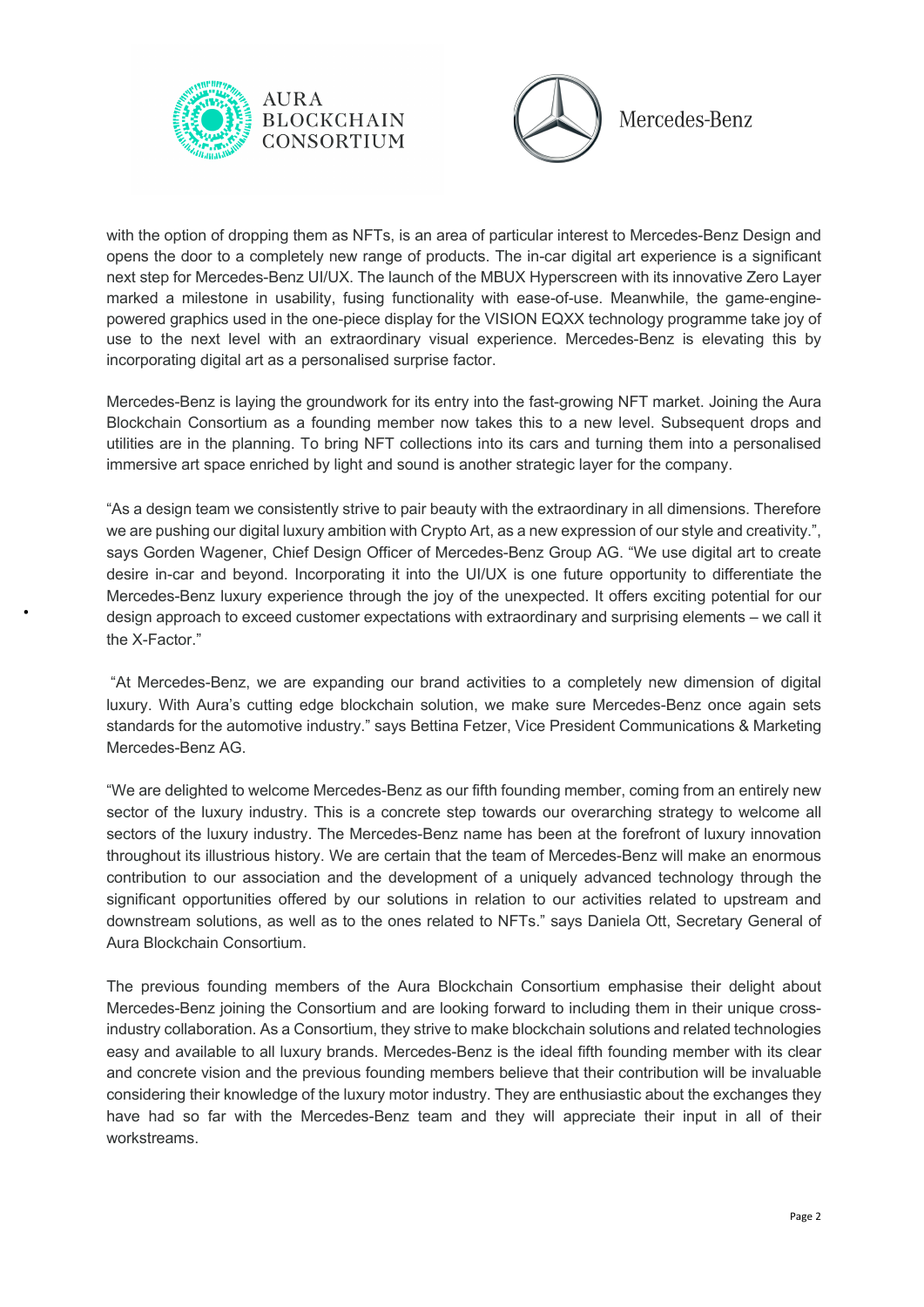with the option of dropping them as NFTs, is an area of particular interest to Mercedes-Benz Design and opens the door to a completely new range of products. The in-car digital art experience is a significant next step for Mercedes-Benz UI/UX. The launch of the MBUX Hyperscreen with its innovative Zero Layer marked a milestone in usability, fusing functionality with ease-of-use. Meanwhile, the game-engine-powered graphics used in the one-piece display for the VISION EQXX technology programme take joy of use to the next level with an extraordinary visual experience. Mercedes-Benz is elevating this by incorporating digital art as a personalised surprise factor.

Mercedes-Benz is laying the groundwork for its entry into the fast-growing NFT market. Joining the Aura Blockchain Consortium as a founding member now takes this to a new level. Subsequent drops and utilities are in the planning. To bring NFT collections into its cars and turning them into a personalised immersive art space enriched by light and sound is another strategic layer for the company.

"As a design team we consistently strive to pair beauty with the extraordinary in all dimensions. Therefore we are pushing our digital luxury ambition with Crypto Art, as a new expression of our style and creativity.", says Gorden Wagener, Chief Design Officer of Mercedes-Benz Group AG. "We use digital art to create desire in-car and beyond. Incorporating it into the UI/UX is one future opportunity to differentiate the Mercedes-Benz luxury experience through the joy of the unexpected. It offers exciting potential for our design approach to exceed customer expectations with extraordinary and surprising elements – we call it the X-Factor."

"At Mercedes-Benz, we are expanding our brand activities to a completely new dimension of digital luxury. With Aura's cutting edge blockchain solution, we make sure Mercedes-Benz once again sets standards for the automotive industry." says Bettina Fetzer, Vice President Communications & Marketing Mercedes-Benz AG.

"We are delighted to welcome Mercedes-Benz as our fifth founding member, coming from an entirely new sector of the luxury industry. This is a concrete step towards our overarching strategy to welcome all sectors of the luxury industry. The Mercedes-Benz name has been at the forefront of luxury innovation throughout its illustrious history. We are certain that the team of Mercedes-Benz will make an enormous contribution to our association and the development of a uniquely advanced technology through the significant opportunities offered by our solutions in relation to our activities related to upstream and downstream solutions, as well as to the ones related to NFTs." says Daniela Ott, Secretary General of Aura Blockchain Consortium.

The previous founding members of the Aura Blockchain Consortium emphasise their delight about Mercedes-Benz joining the Consortium and are looking forward to including them in their unique cross-industry collaboration. As a Consortium, they strive to make blockchain solutions and related technologies easy and available to all luxury brands. Mercedes-Benz is the ideal fifth founding member with its clear and concrete vision and the previous founding members believe that their contribution will be invaluable considering their knowledge of the luxury motor industry. They are enthusiastic about the exchanges they have had so far with the Mercedes-Benz team and they will appreciate their input in all of their workstreams.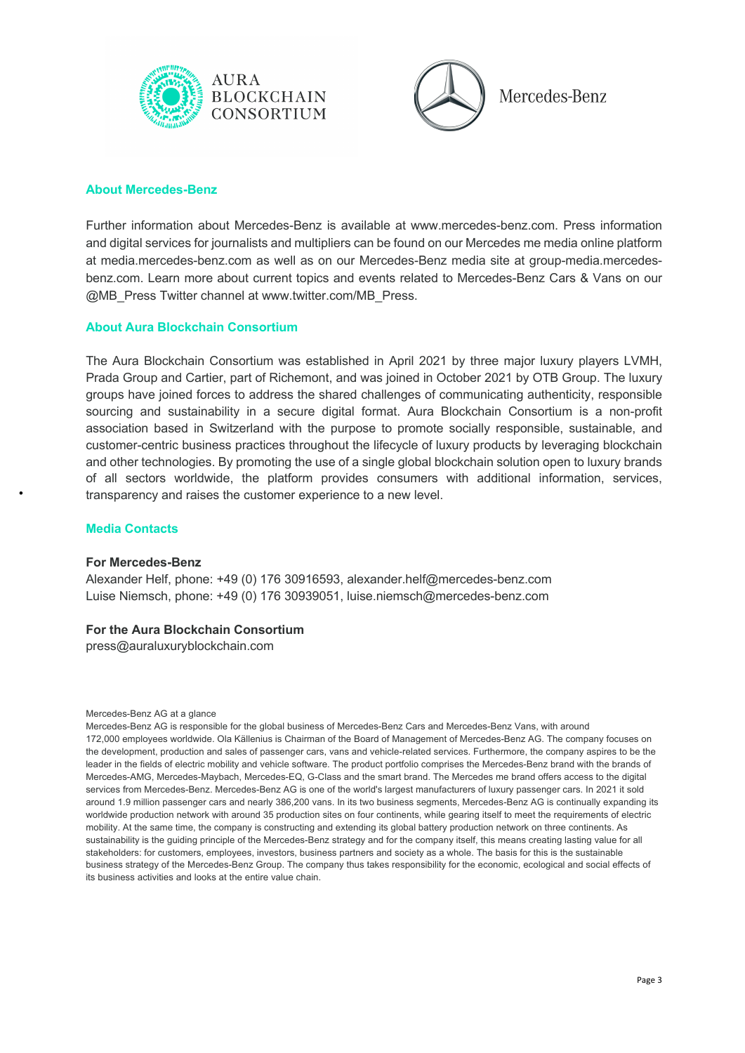## About Mercedes-Benz

Further information about Mercedes-Benz is available at www.mercedes-benz.com. Press information and digital services for journalists and multipliers can be found on our Mercedes me media online platform at media.mercedes-benz.com as well as on our Mercedes-Benz media site at group-media.mercedes-benz.com. Learn more about current topics and events related to Mercedes-Benz Cars & Vans on our @MB_Press Twitter channel at www.twitter.com/MB_Press.

## About Aura Blockchain Consortium

The Aura Blockchain Consortium was established in April 2021 by three major luxury players LVMH, Prada Group and Cartier, part of Richemont, and was joined in October 2021 by OTB Group. The luxury groups have joined forces to address the shared challenges of communicating authenticity, responsible sourcing and sustainability in a secure digital format. Aura Blockchain Consortium is a non-profit association based in Switzerland with the purpose to promote socially responsible, sustainable, and customer-centric business practices throughout the lifecycle of luxury products by leveraging blockchain and other technologies. By promoting the use of a single global blockchain solution open to luxury brands of all sectors worldwide, the platform provides consumers with additional information, services, transparency and raises the customer experience to a new level.

## Media Contacts

**For Mercedes-Benz**
Alexander Helf, phone: +49 (0) 176 30916593, alexander.helf@mercedes-benz.com
Luise Niemsch, phone: +49 (0) 176 30939051, luise.niemsch@mercedes-benz.com

**For the Aura Blockchain Consortium**
press@auraluxuryblockchain.com

Mercedes-Benz AG at a glance
Mercedes-Benz AG is responsible for the global business of Mercedes-Benz Cars and Mercedes-Benz Vans, with around 172,000 employees worldwide. Ola Källenius is Chairman of the Board of Management of Mercedes-Benz AG. The company focuses on the development, production and sales of passenger cars, vans and vehicle-related services. Furthermore, the company aspires to be the leader in the fields of electric mobility and vehicle software. The product portfolio comprises the Mercedes-Benz brand with the brands of Mercedes-AMG, Mercedes-Maybach, Mercedes-EQ, G-Class and the smart brand. The Mercedes me brand offers access to the digital services from Mercedes-Benz. Mercedes-Benz AG is one of the world's largest manufacturers of luxury passenger cars. In 2021 it sold around 1.9 million passenger cars and nearly 386,200 vans. In its two business segments, Mercedes-Benz AG is continually expanding its worldwide production network with around 35 production sites on four continents, while gearing itself to meet the requirements of electric mobility. At the same time, the company is constructing and extending its global battery production network on three continents. As sustainability is the guiding principle of the Mercedes-Benz strategy and for the company itself, this means creating lasting value for all stakeholders: for customers, employees, investors, business partners and society as a whole. The basis for this is the sustainable business strategy of the Mercedes-Benz Group. The company thus takes responsibility for the economic, ecological and social effects of its business activities and looks at the entire value chain.